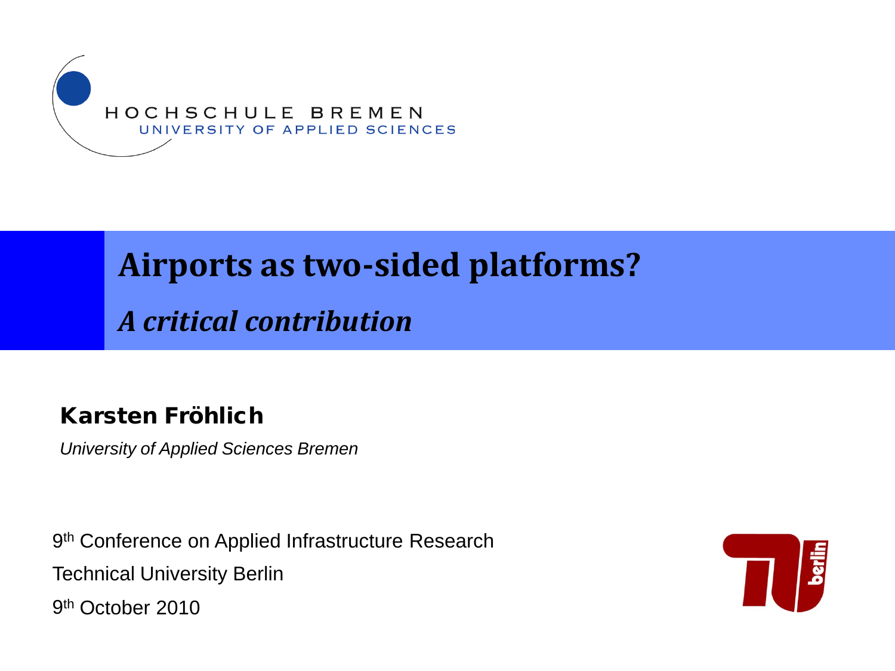HOCHSCHULE BREMEN
UNIVERSITY OF APPLIED SCIENCES

# Airports as two-sided platforms?

## *A critical contribution*

**Karsten Fröhlich**

*University of Applied Sciences Bremen*

9th Conference on Applied Infrastructure Research

Technical University Berlin

9th October 2010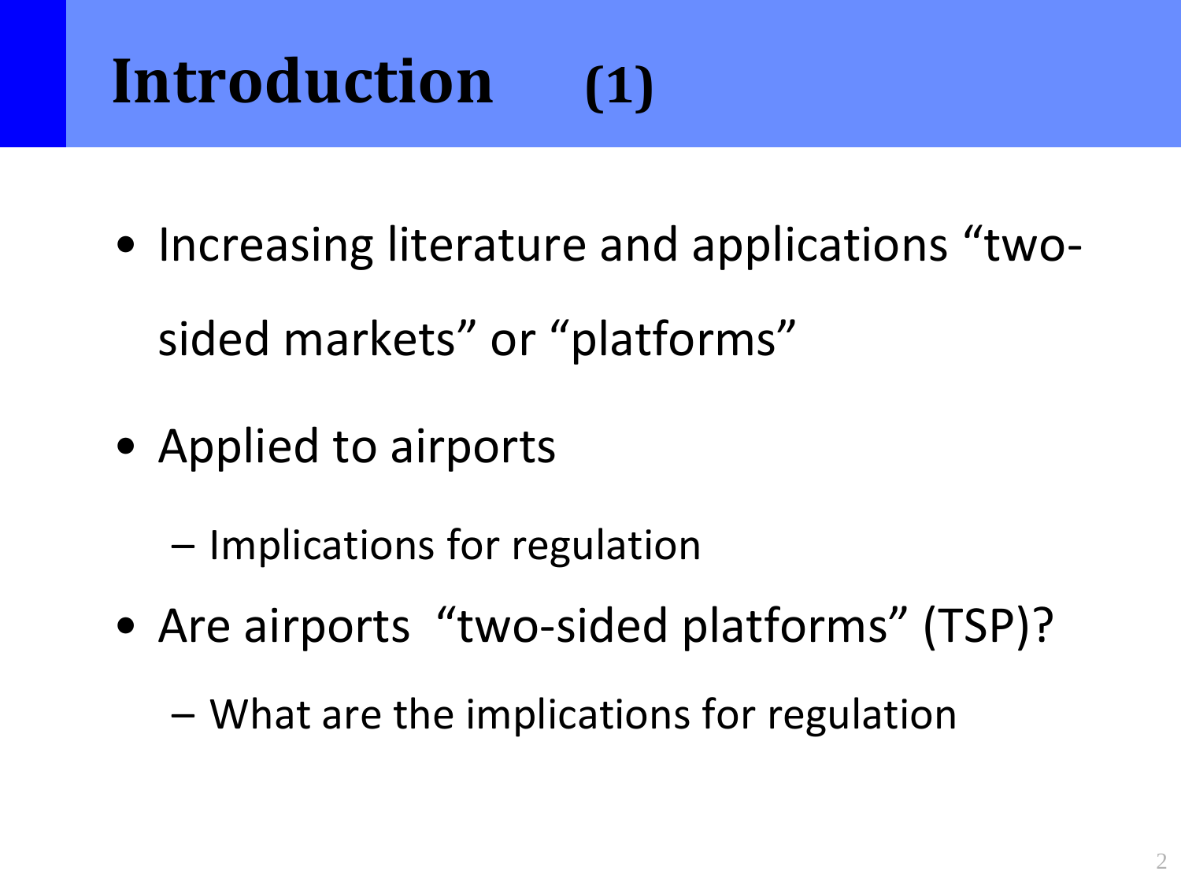# Introduction (1)

- Increasing literature and applications “two-sided markets” or “platforms”
- Applied to airports
  - Implications for regulation
- Are airports “two-sided platforms” (TSP)?
  - What are the implications for regulation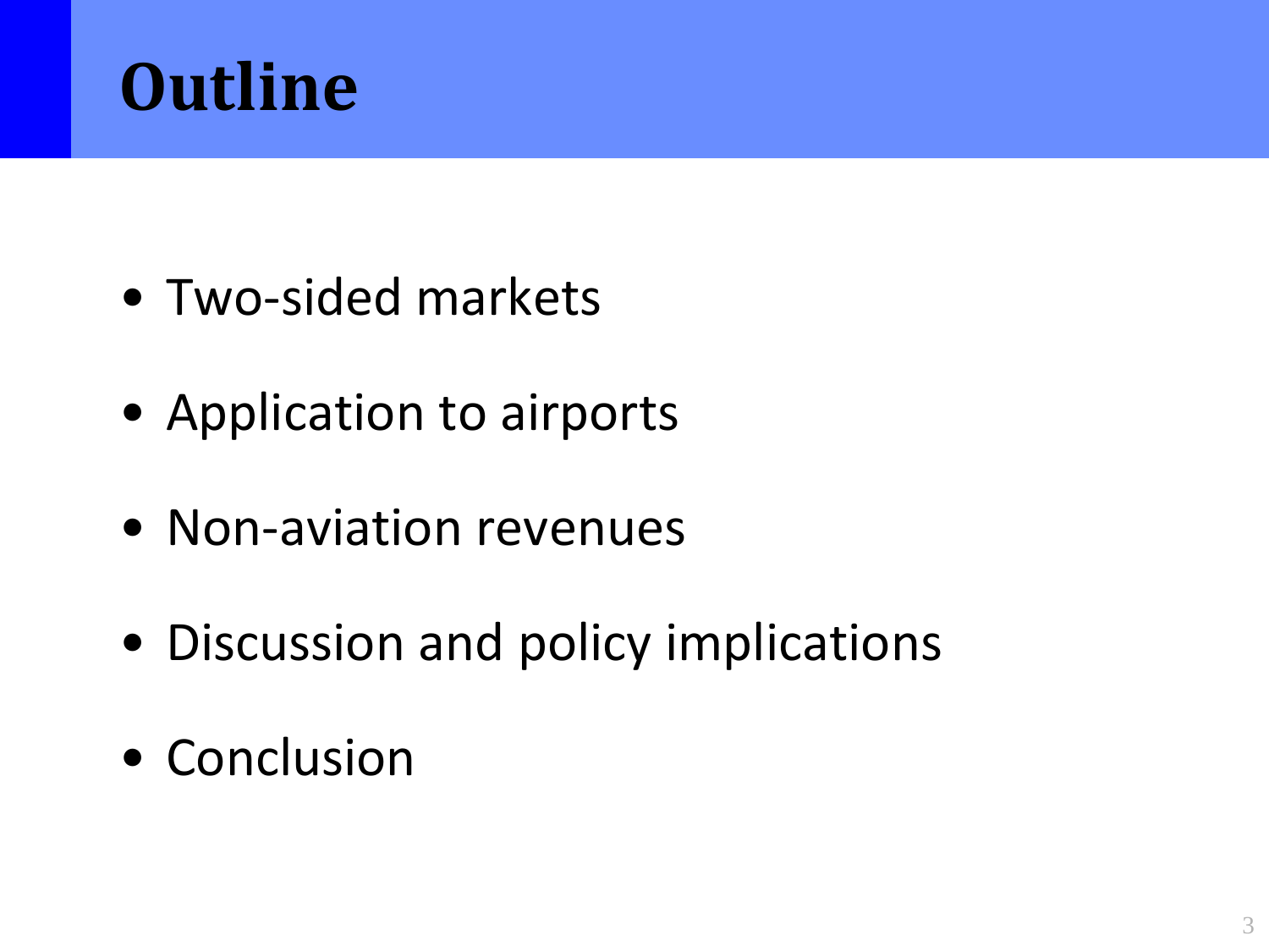# Outline

- Two-sided markets
- Application to airports
- Non-aviation revenues
- Discussion and policy implications
- Conclusion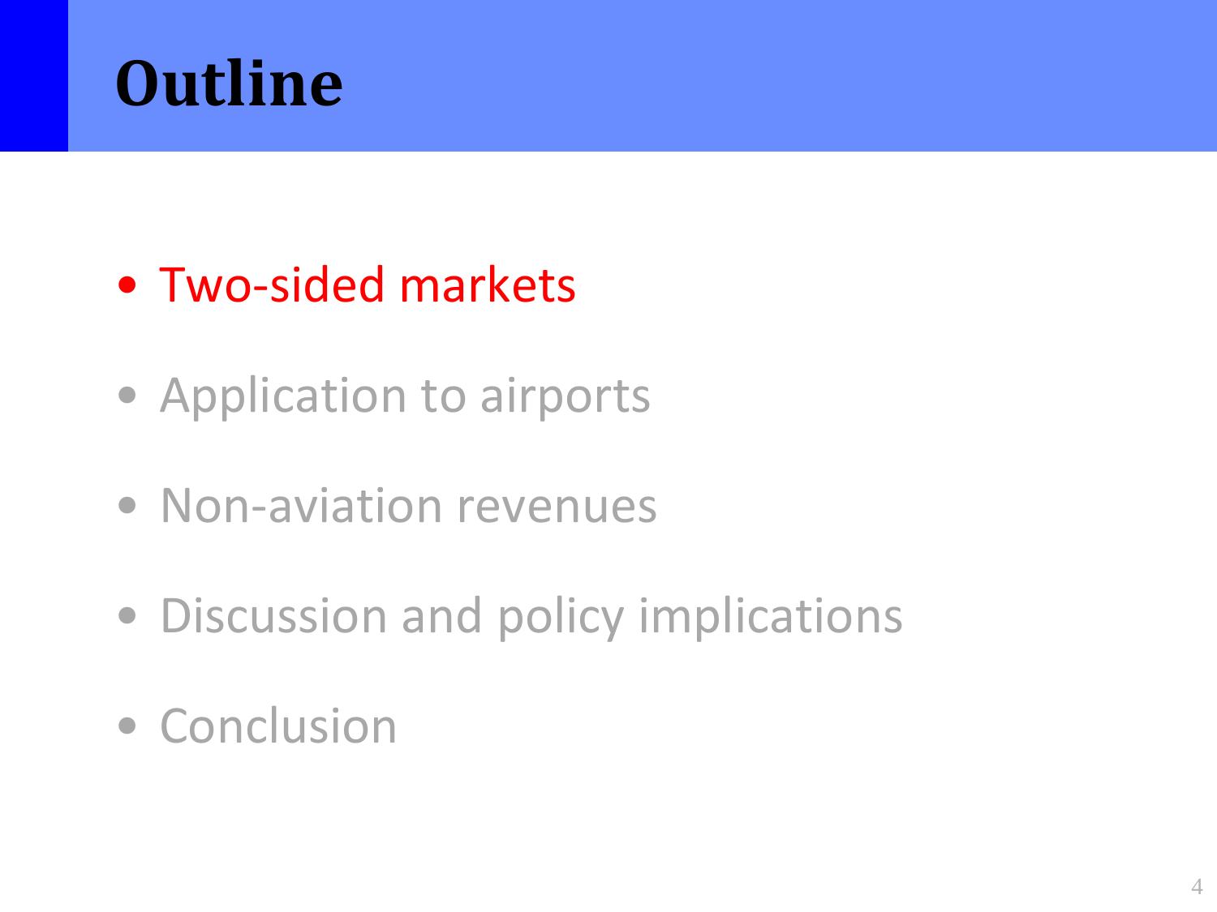# Outline

- Two-sided markets
- Application to airports
- Non-aviation revenues
- Discussion and policy implications
- Conclusion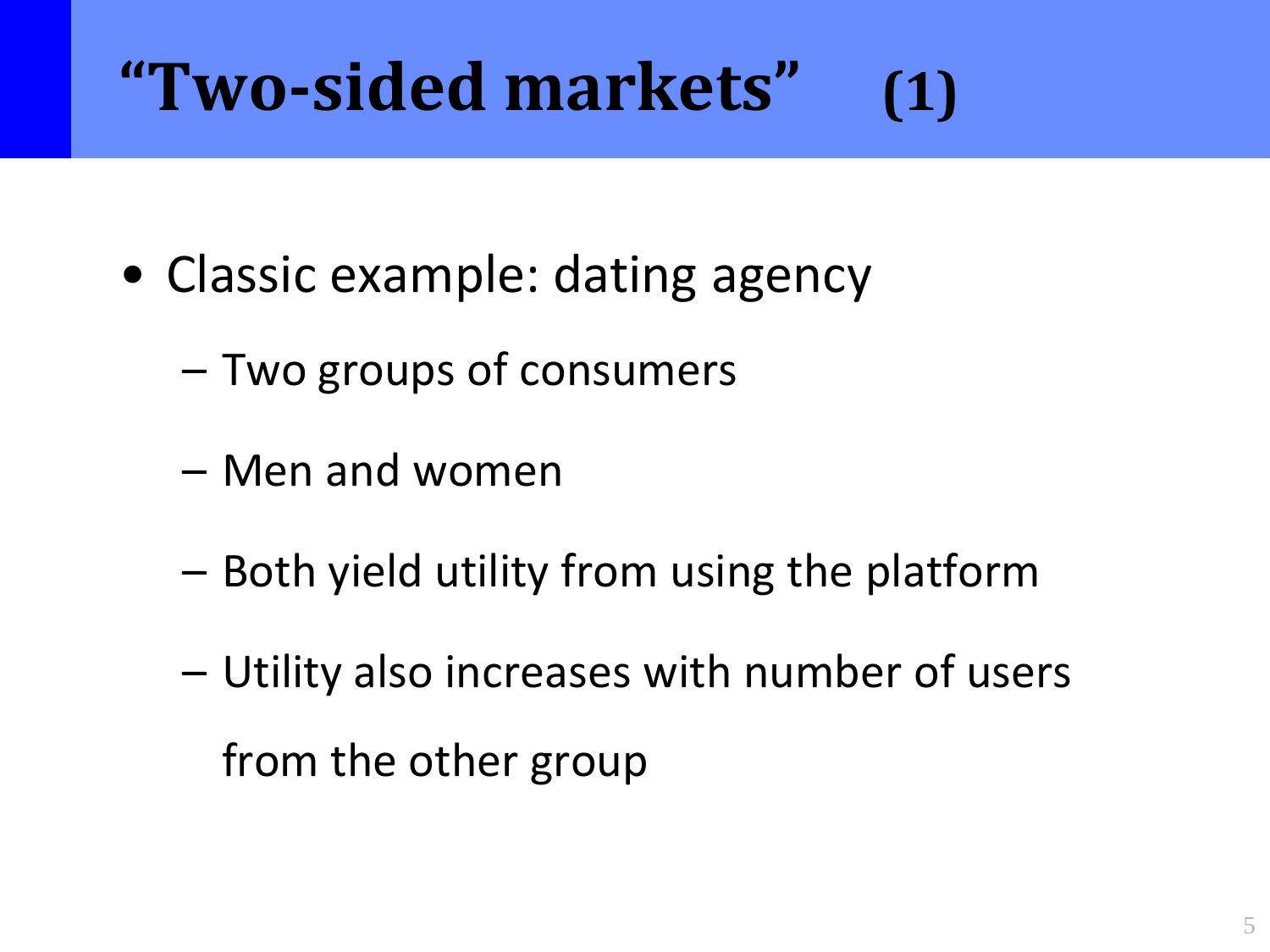# "Two-sided markets" (1)

- Classic example: dating agency
  - Two groups of consumers
  - Men and women
  - Both yield utility from using the platform
  - Utility also increases with number of users from the other group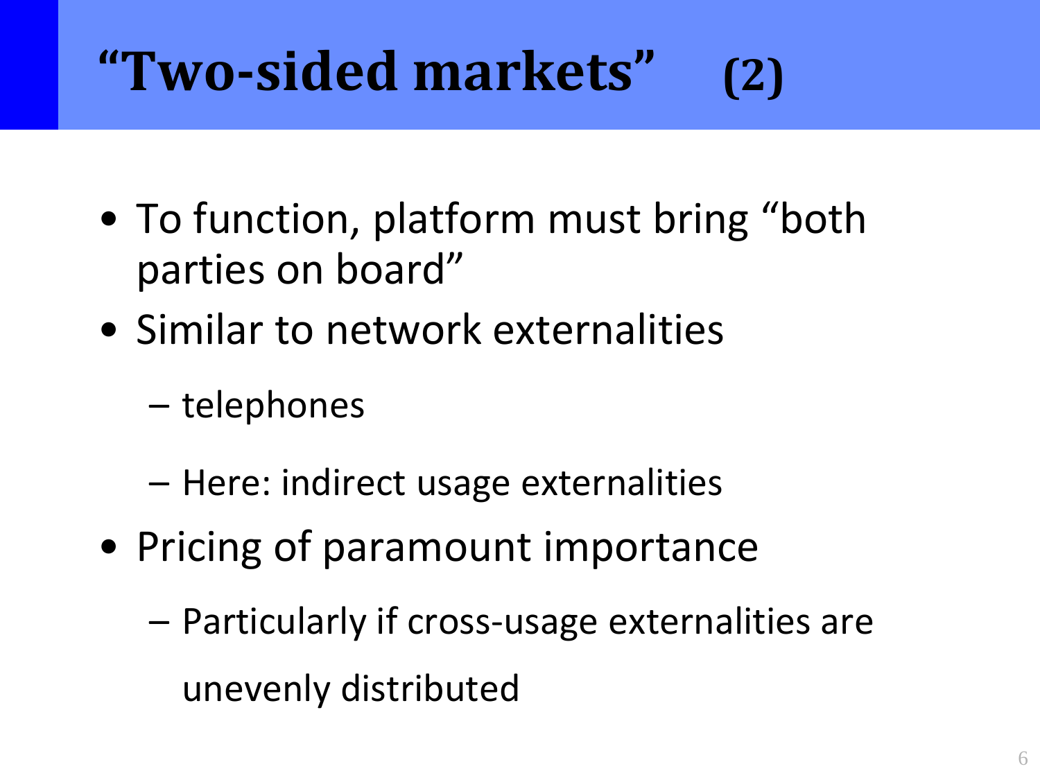# "Two-sided markets" (2)

- To function, platform must bring "both parties on board"
- Similar to network externalities
  - telephones
  - Here: indirect usage externalities
- Pricing of paramount importance
  - Particularly if cross-usage externalities are unevenly distributed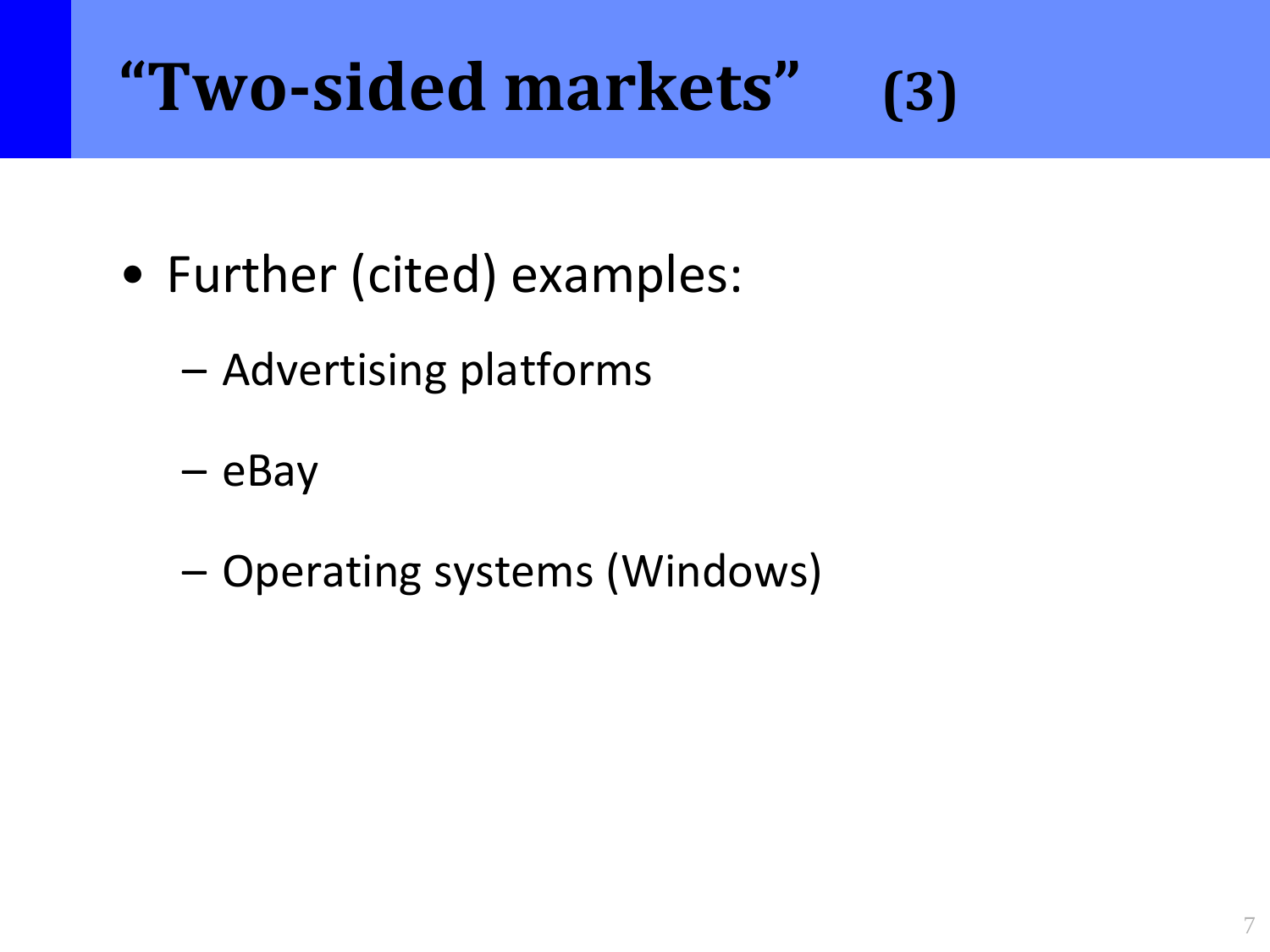# "Two-sided markets" (3)

- Further (cited) examples:
  - Advertising platforms
  - eBay
  - Operating systems (Windows)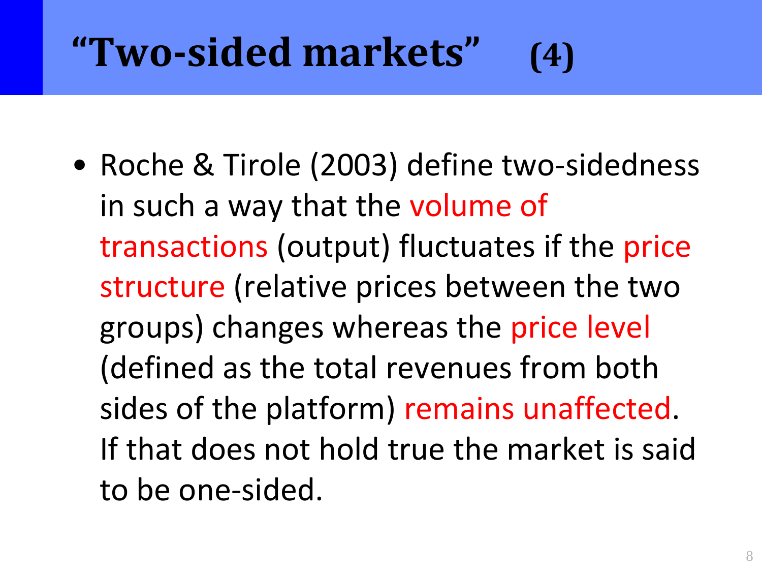# "Two-sided markets" (4)

- Roche & Tirole (2003) define two-sidedness in such a way that the volume of transactions (output) fluctuates if the price structure (relative prices between the two groups) changes whereas the price level (defined as the total revenues from both sides of the platform) remains unaffected. If that does not hold true the market is said to be one-sided.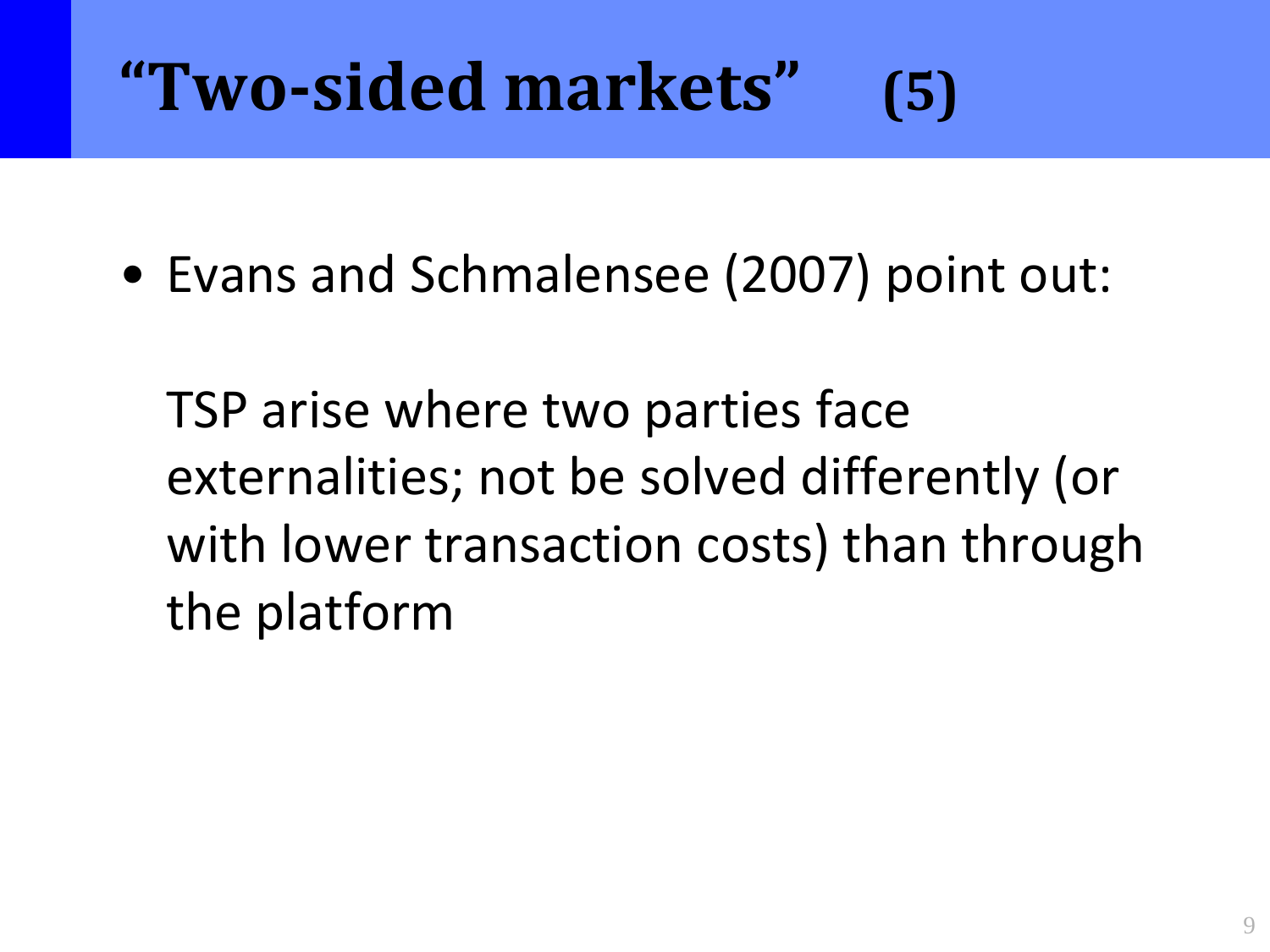# "Two-sided markets" (5)

- Evans and Schmalensee (2007) point out:

  TSP arise where two parties face externalities; not be solved differently (or with lower transaction costs) than through the platform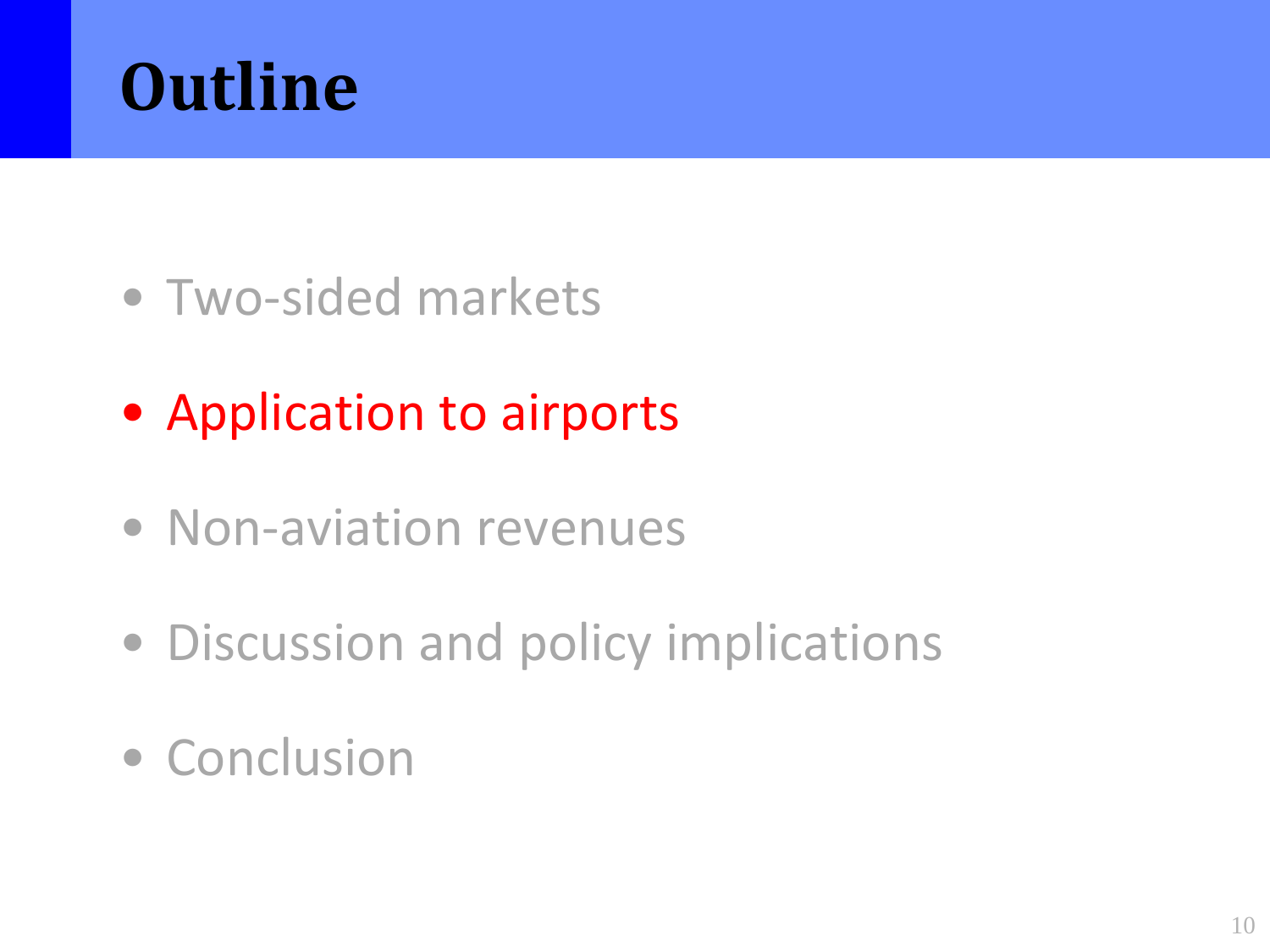# Outline

- Two-sided markets
- Application to airports
- Non-aviation revenues
- Discussion and policy implications
- Conclusion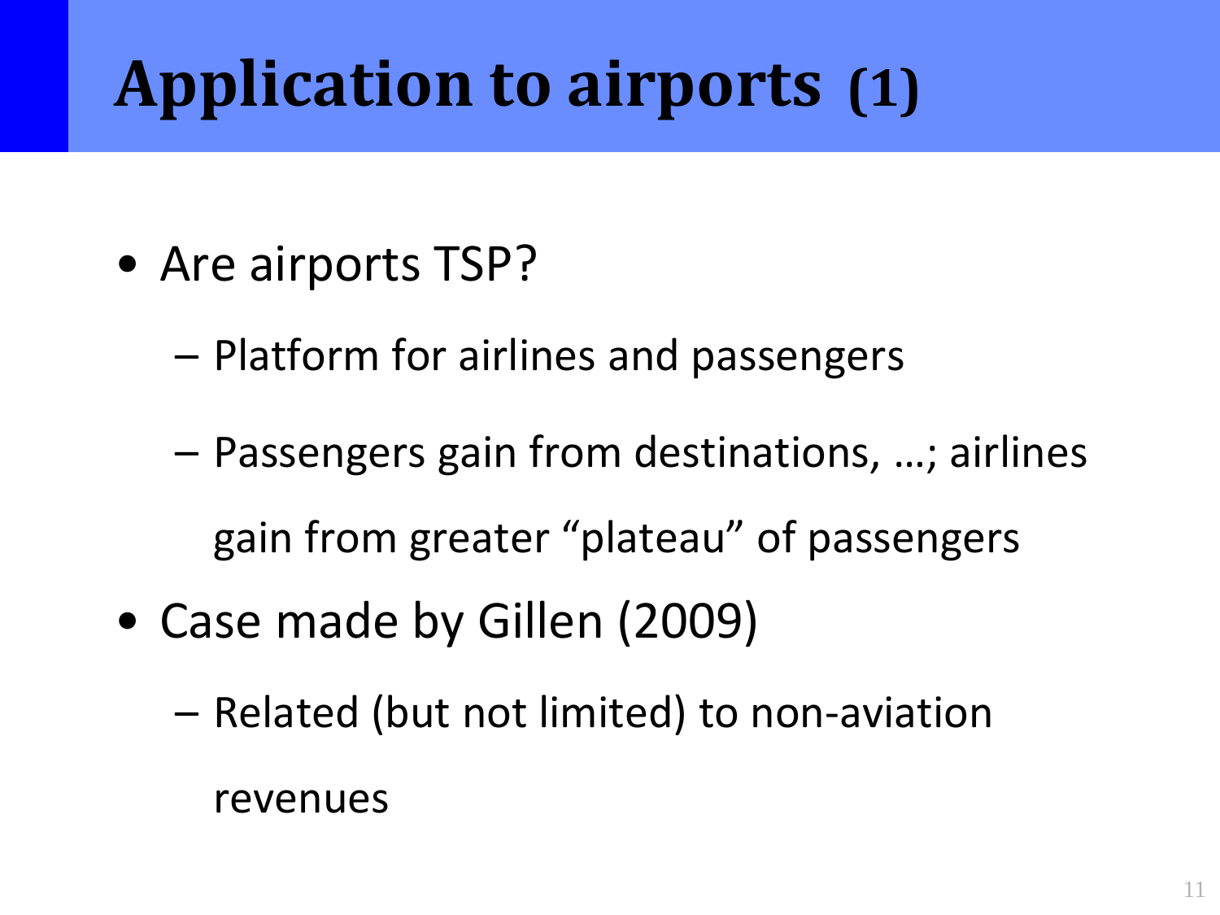# Application to airports (1)

- Are airports TSP?
  - Platform for airlines and passengers
  - Passengers gain from destinations, …; airlines gain from greater "plateau" of passengers
- Case made by Gillen (2009)
  - Related (but not limited) to non-aviation revenues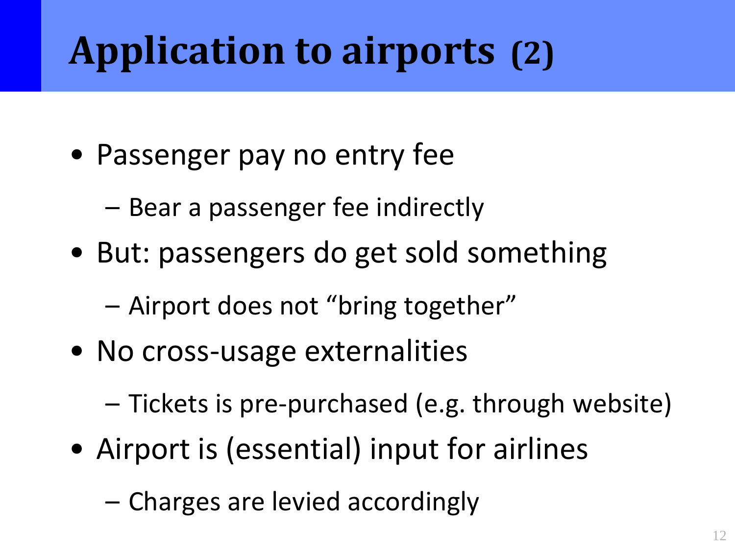# Application to airports (2)

- Passenger pay no entry fee
  - Bear a passenger fee indirectly
- But: passengers do get sold something
  - Airport does not “bring together”
- No cross-usage externalities
  - Tickets is pre-purchased (e.g. through website)
- Airport is (essential) input for airlines
  - Charges are levied accordingly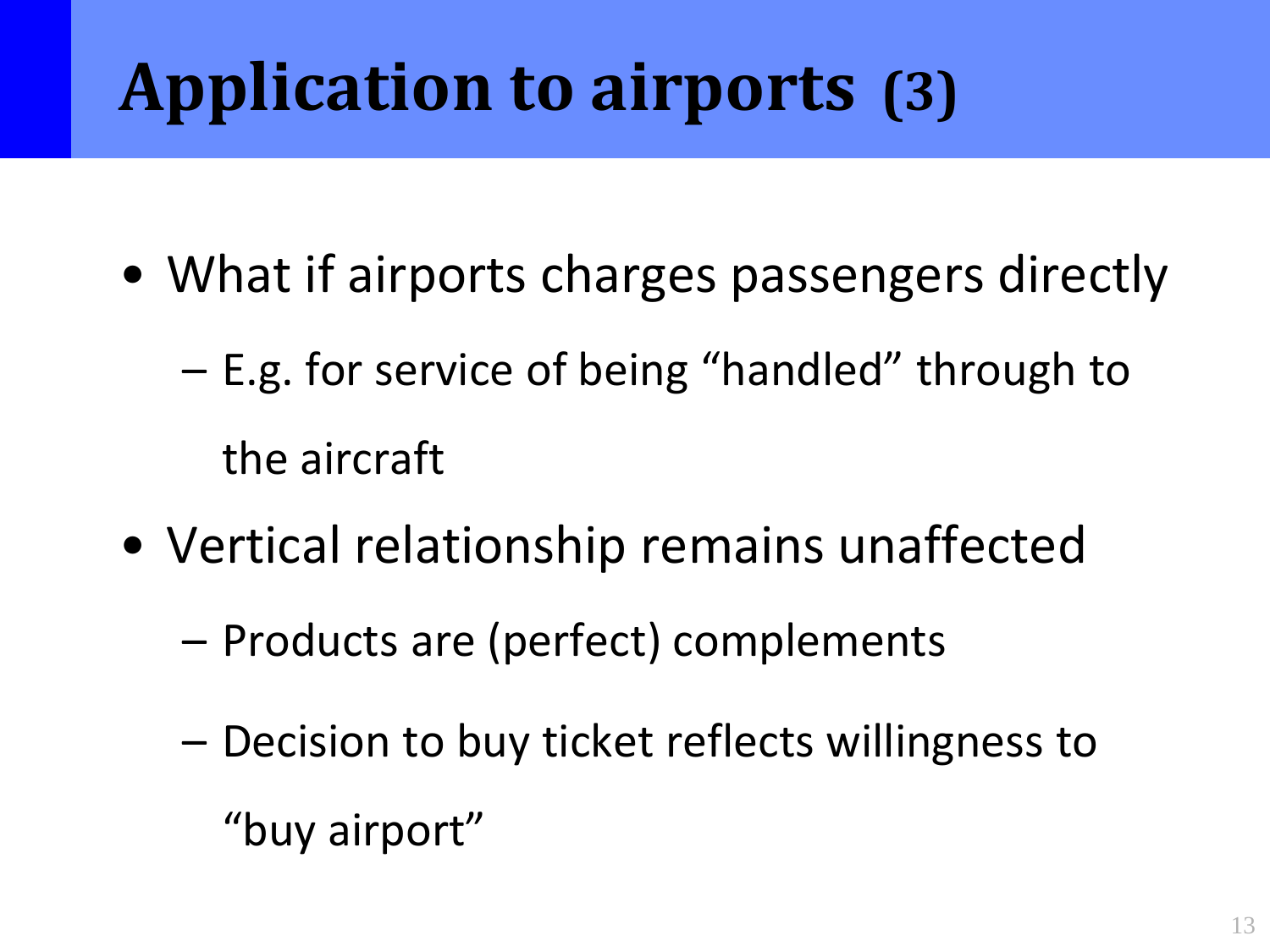# Application to airports (3)

- What if airports charges passengers directly
  - E.g. for service of being "handled" through to the aircraft
- Vertical relationship remains unaffected
  - Products are (perfect) complements
  - Decision to buy ticket reflects willingness to "buy airport"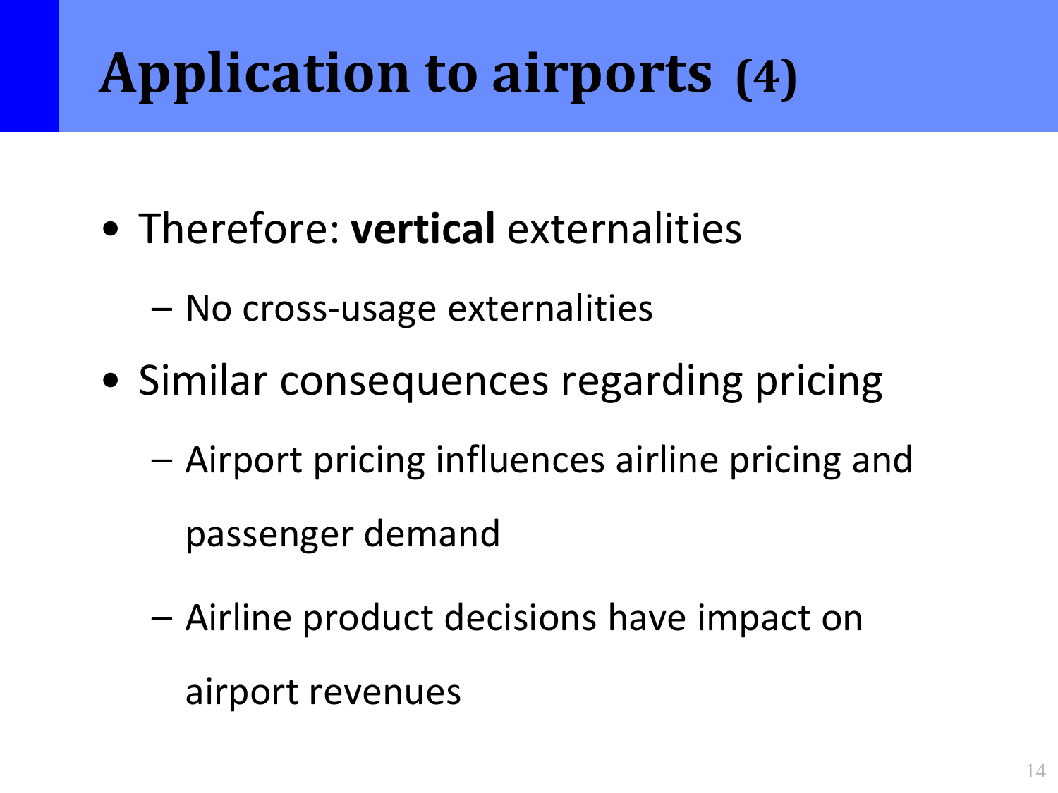# Application to airports (4)

- Therefore: **vertical** externalities
  - No cross-usage externalities
- Similar consequences regarding pricing
  - Airport pricing influences airline pricing and passenger demand
  - Airline product decisions have impact on airport revenues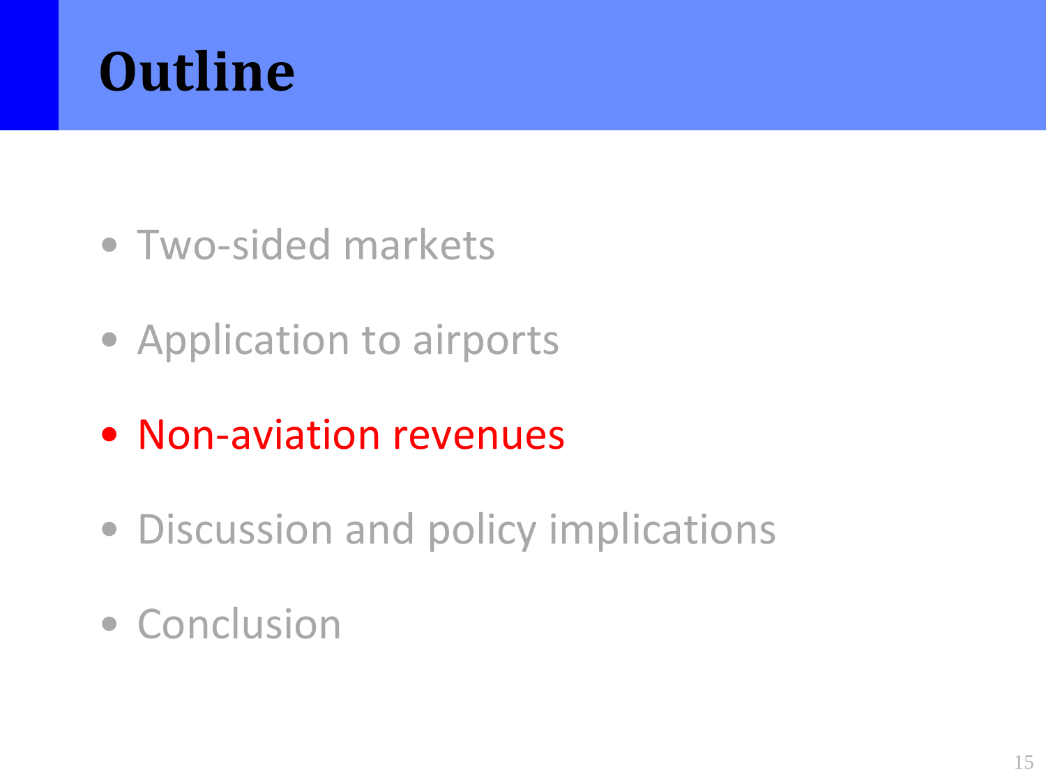# Outline

- Two-sided markets
- Application to airports
- Non-aviation revenues
- Discussion and policy implications
- Conclusion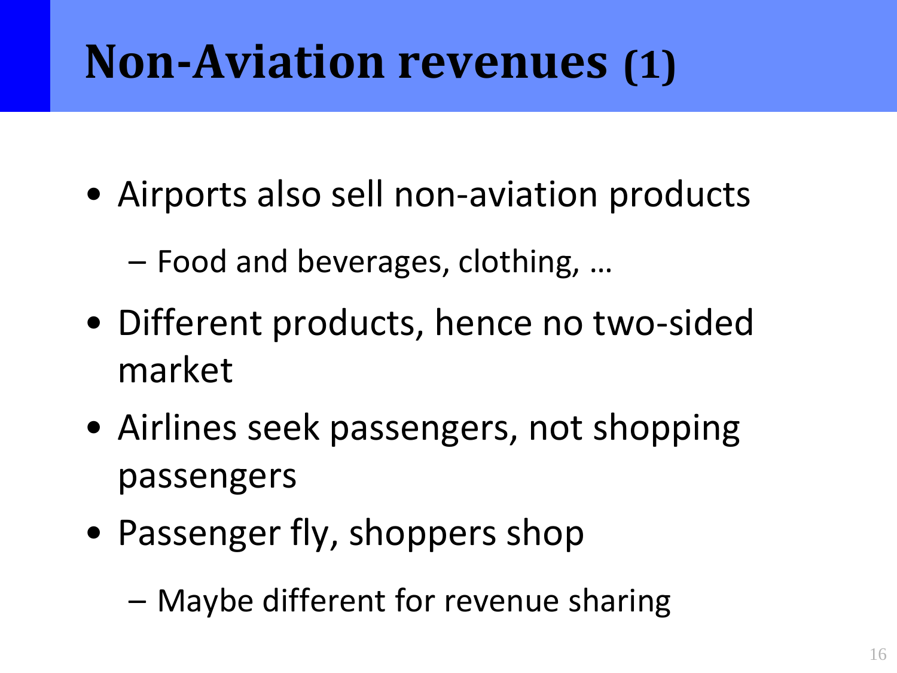# Non-Aviation revenues (1)

- Airports also sell non-aviation products
  - Food and beverages, clothing, …
- Different products, hence no two-sided market
- Airlines seek passengers, not shopping passengers
- Passenger fly, shoppers shop
  - Maybe different for revenue sharing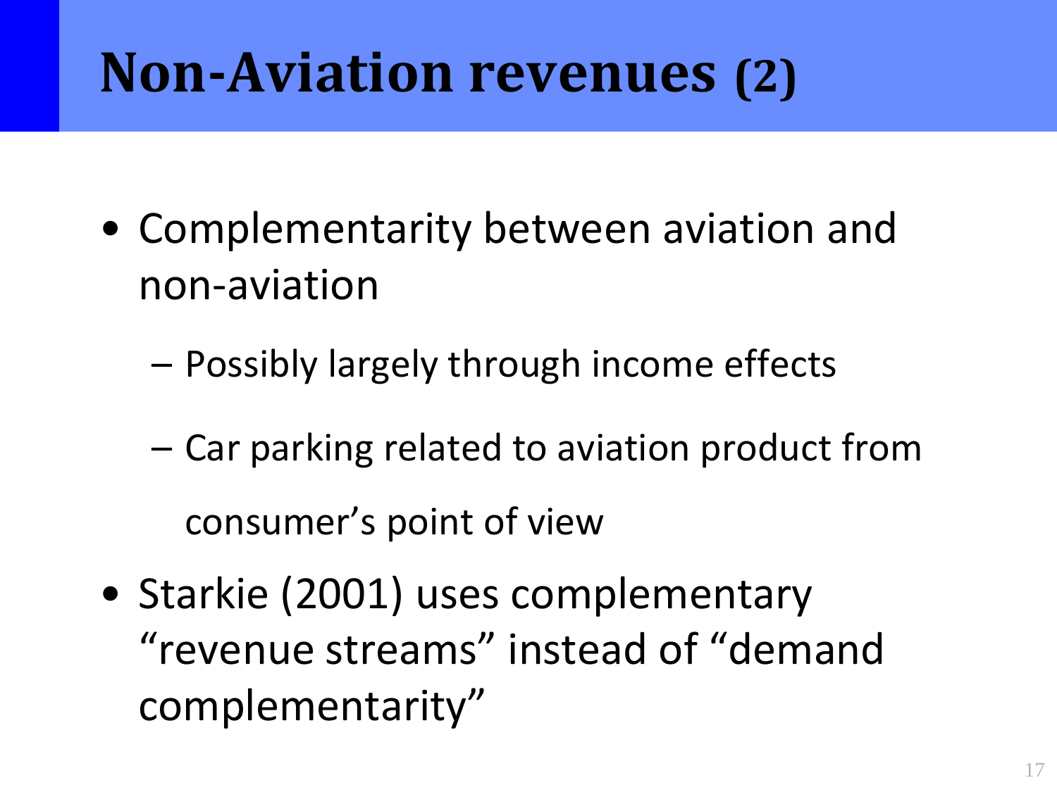# Non-Aviation revenues (2)

- Complementarity between aviation and non-aviation
  - Possibly largely through income effects
  - Car parking related to aviation product from consumer's point of view
- Starkie (2001) uses complementary "revenue streams" instead of "demand complementarity"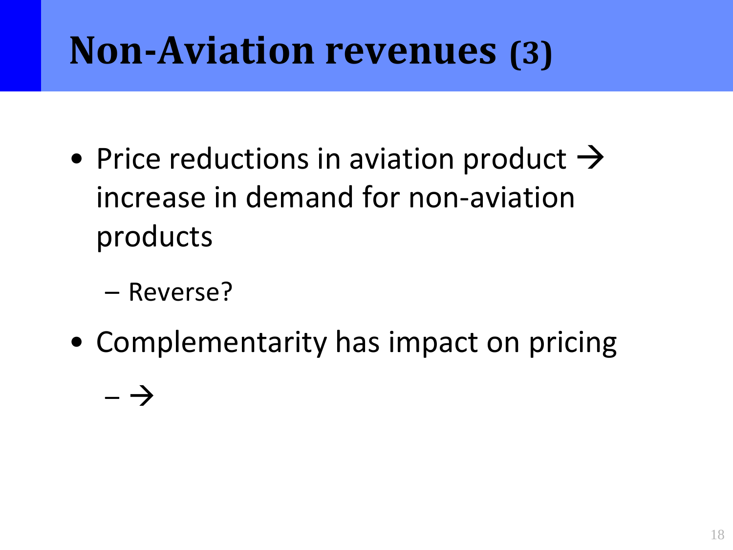# Non-Aviation revenues (3)

- Price reductions in aviation product → increase in demand for non-aviation products
  - Reverse?
- Complementarity has impact on pricing
  - →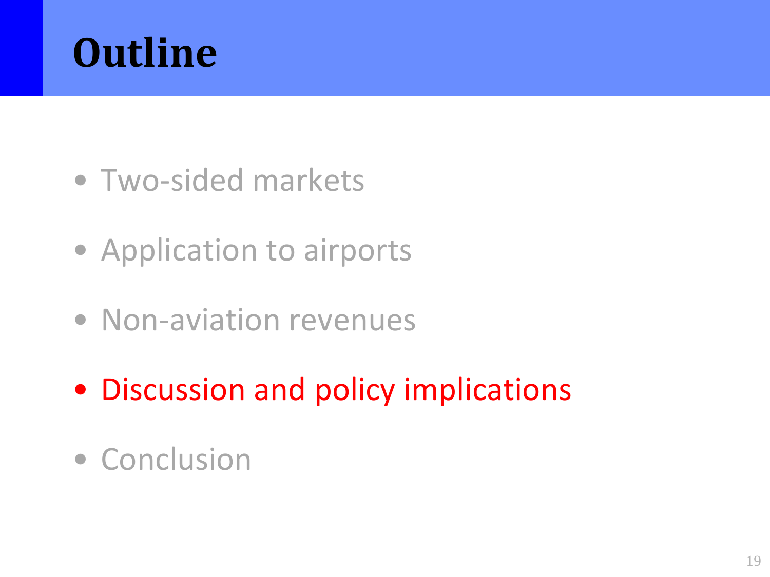# Outline

- Two-sided markets
- Application to airports
- Non-aviation revenues
- Discussion and policy implications
- Conclusion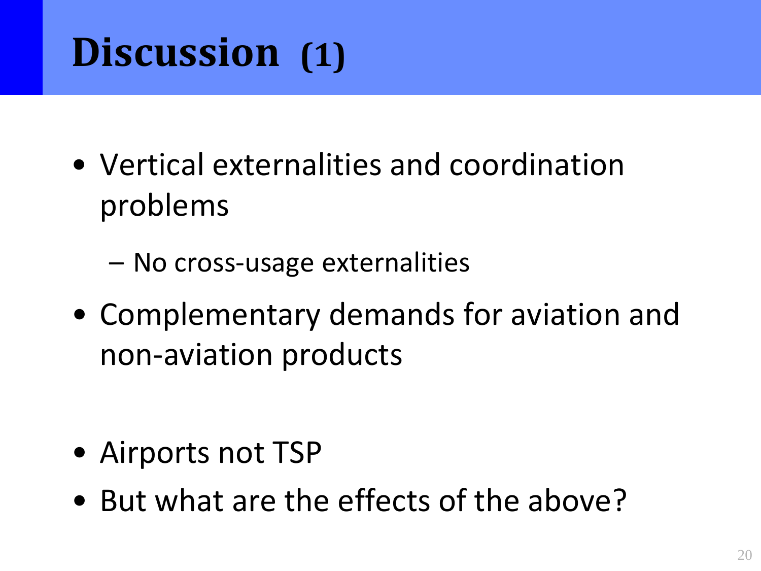# Discussion (1)

- Vertical externalities and coordination problems
  - No cross-usage externalities
- Complementary demands for aviation and non-aviation products
- Airports not TSP
- But what are the effects of the above?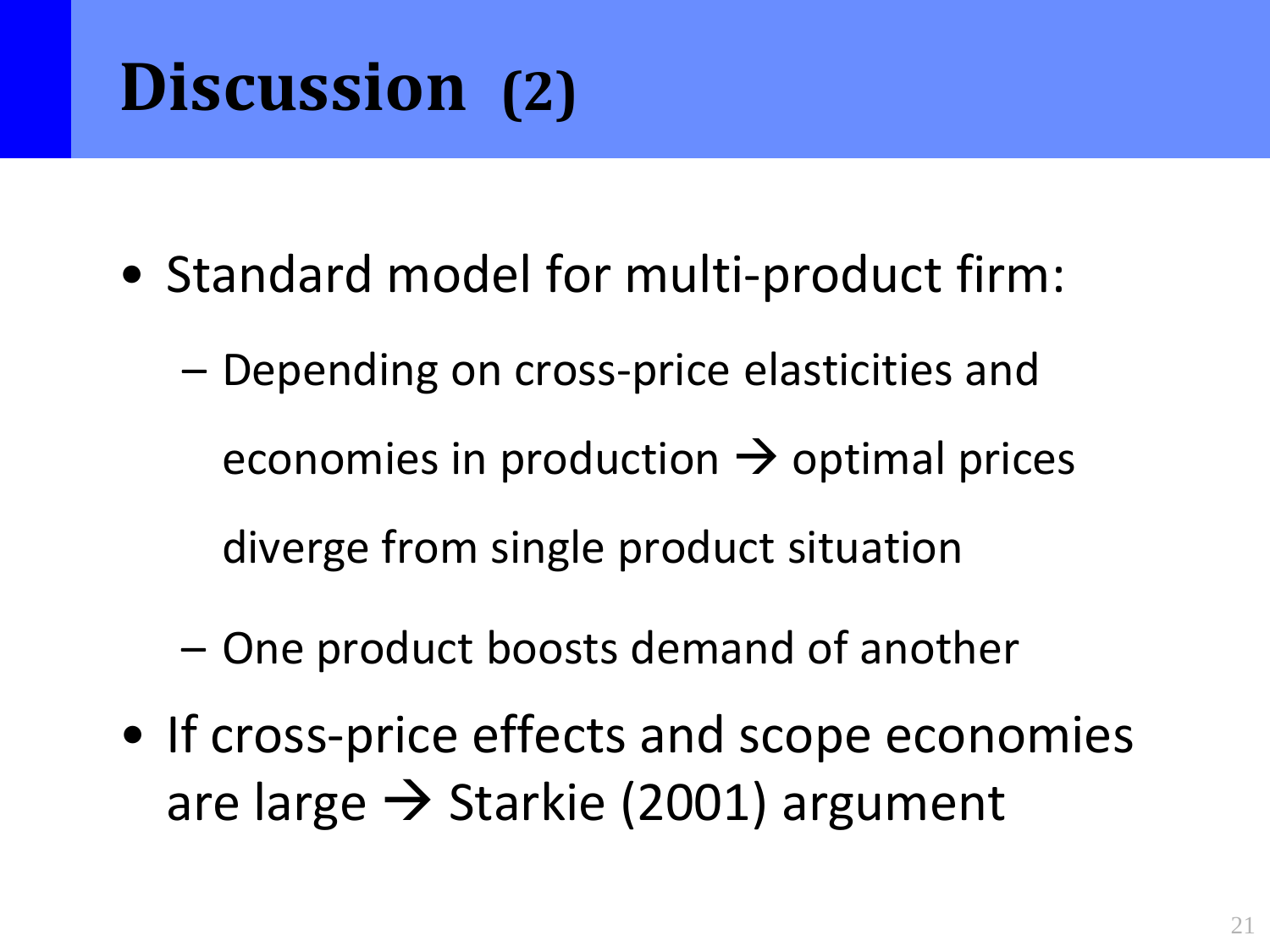# Discussion (2)

- Standard model for multi-product firm:
  - Depending on cross-price elasticities and economies in production → optimal prices diverge from single product situation
  - One product boosts demand of another
- If cross-price effects and scope economies are large → Starkie (2001) argument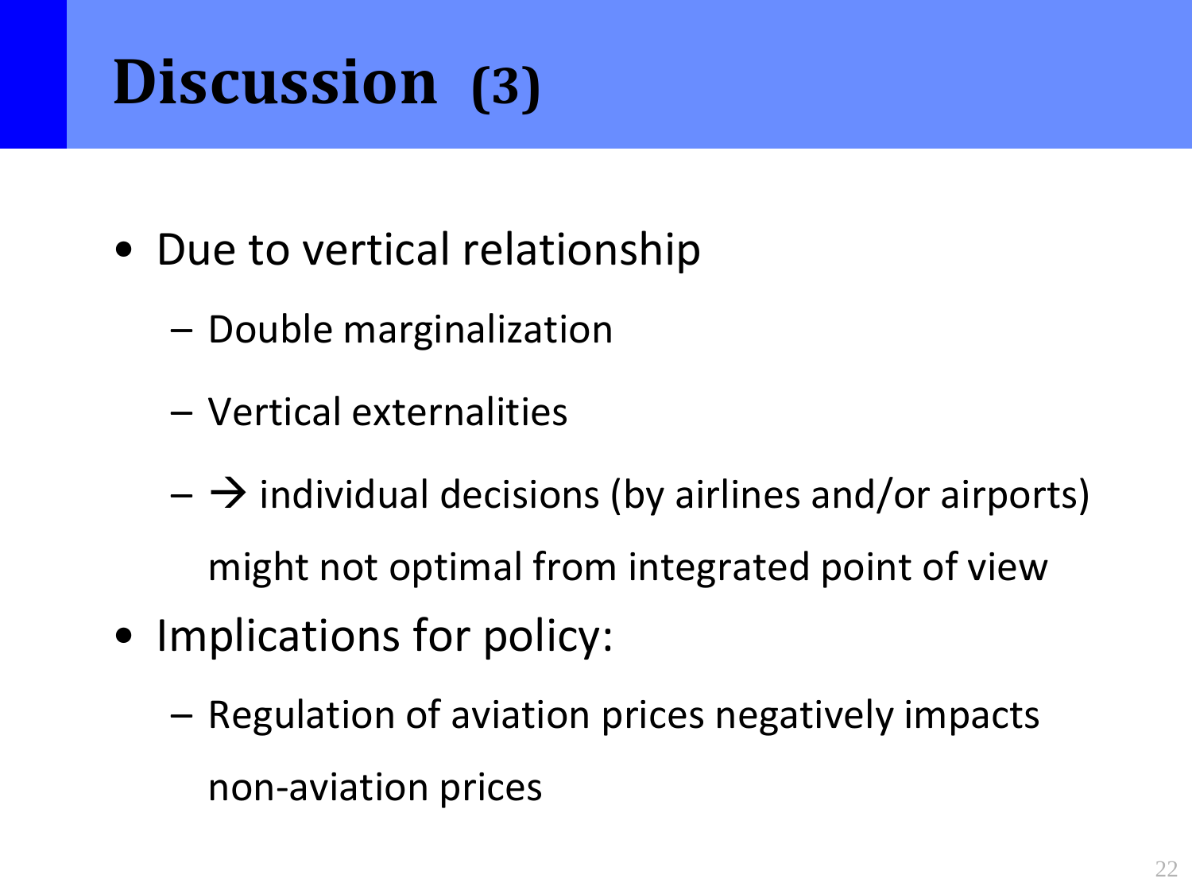# Discussion (3)

- Due to vertical relationship
  - Double marginalization
  - Vertical externalities
  - → individual decisions (by airlines and/or airports) might not optimal from integrated point of view
- Implications for policy:
  - Regulation of aviation prices negatively impacts non-aviation prices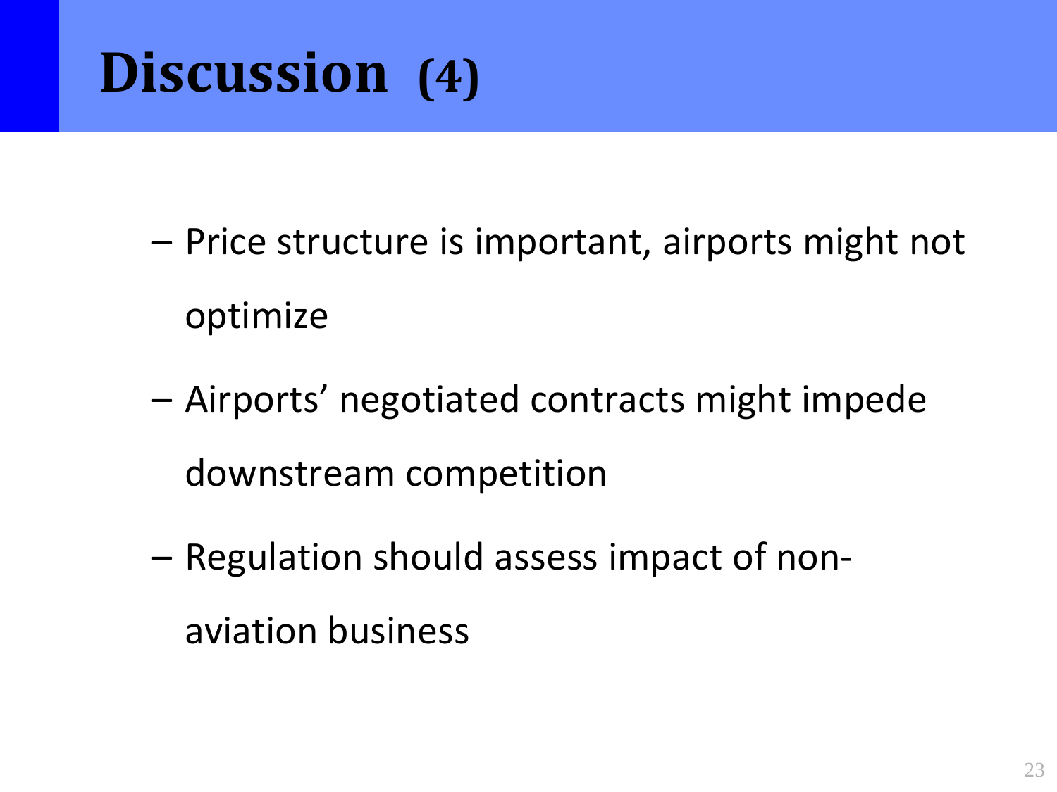# Discussion (4)

- Price structure is important, airports might not optimize
- Airports' negotiated contracts might impede downstream competition
- Regulation should assess impact of non-aviation business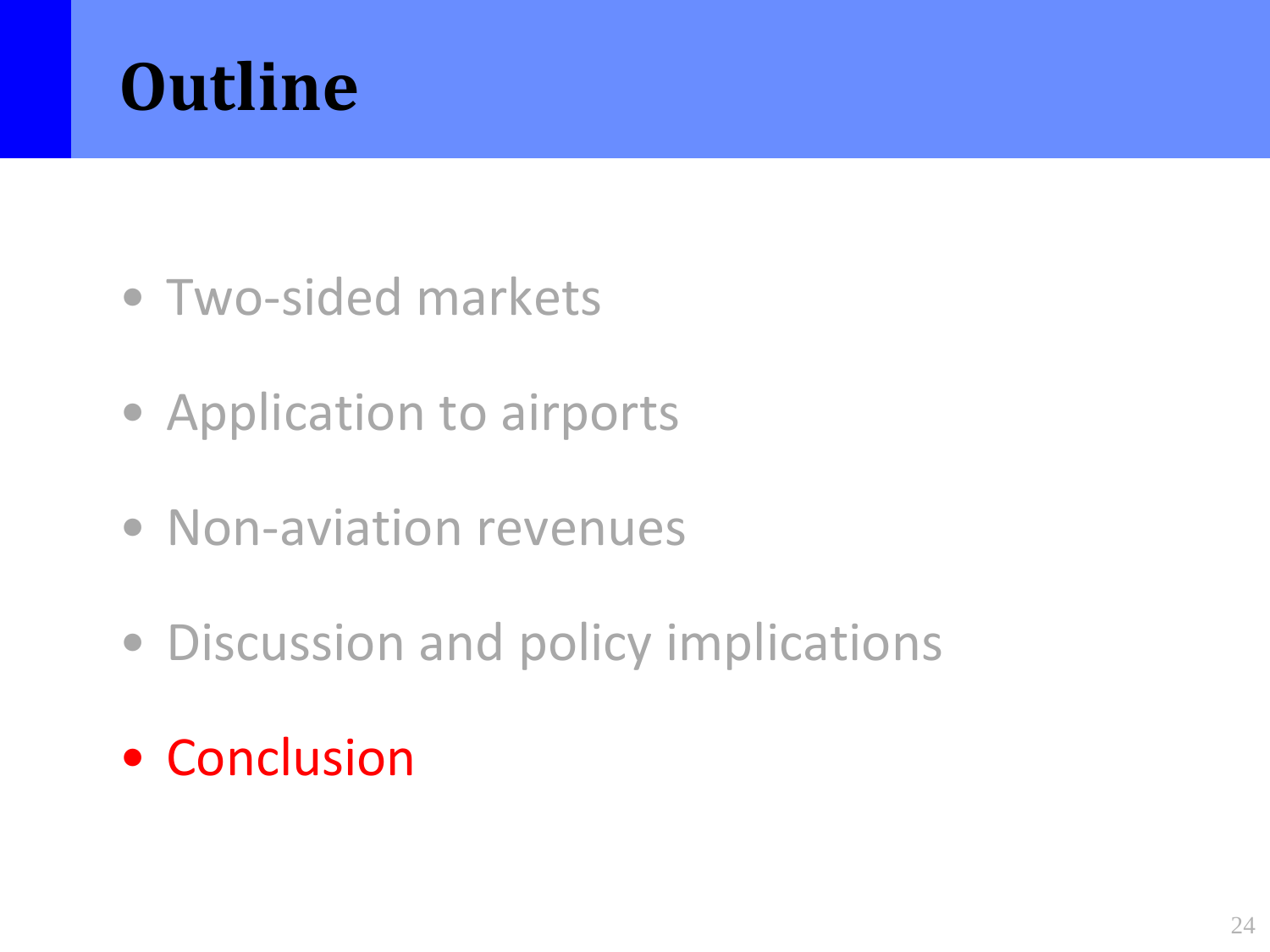# Outline

- Two-sided markets
- Application to airports
- Non-aviation revenues
- Discussion and policy implications
- Conclusion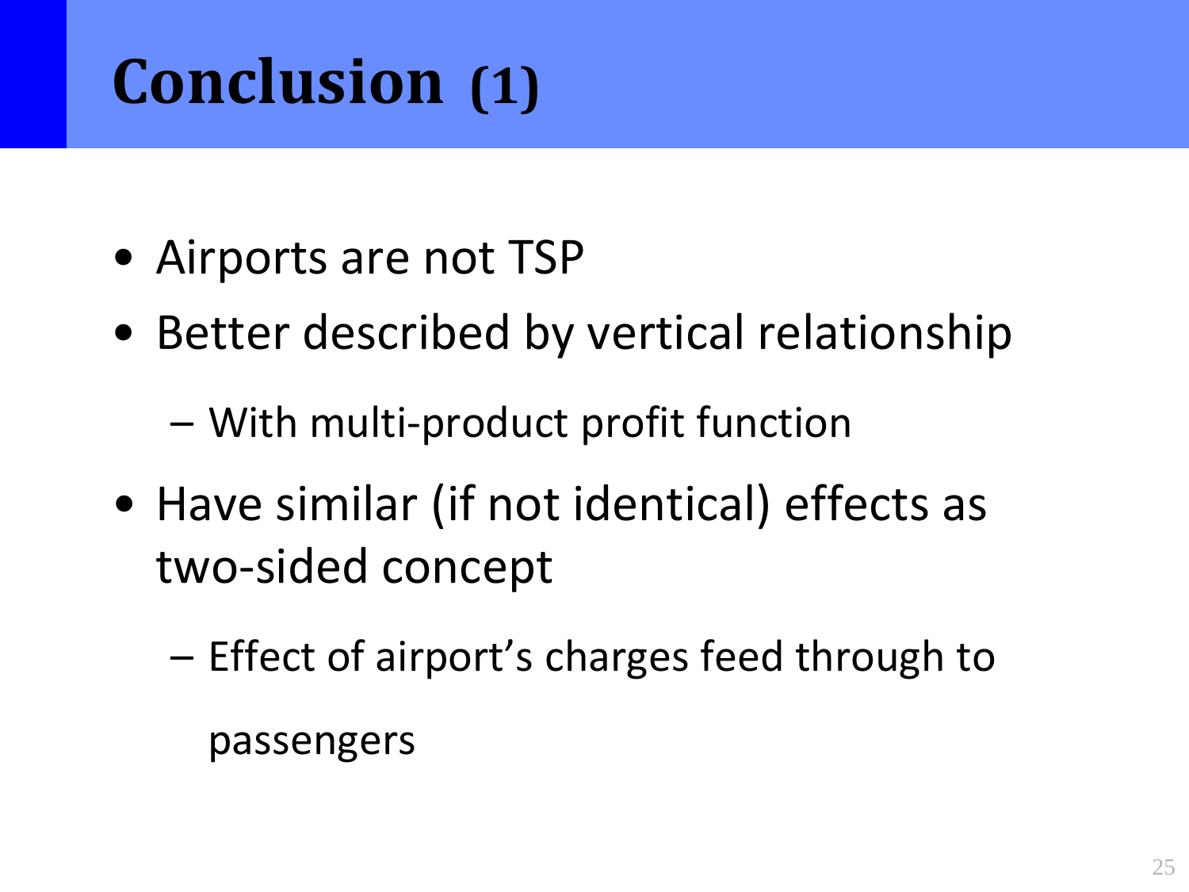# Conclusion (1)

- Airports are not TSP
- Better described by vertical relationship
  - With multi-product profit function
- Have similar (if not identical) effects as two-sided concept
  - Effect of airport's charges feed through to passengers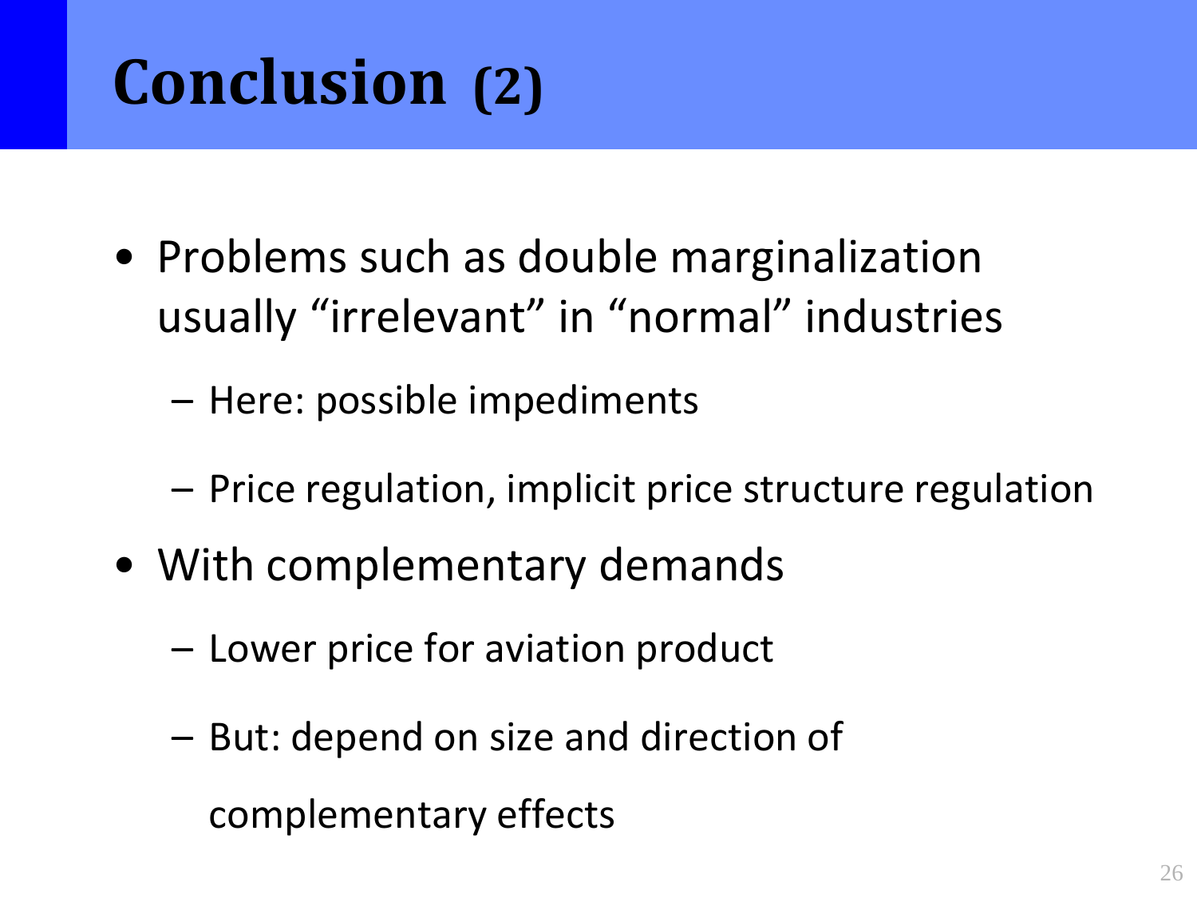# Conclusion (2)

- Problems such as double marginalization usually “irrelevant” in “normal” industries
  - Here: possible impediments
  - Price regulation, implicit price structure regulation
- With complementary demands
  - Lower price for aviation product
  - But: depend on size and direction of complementary effects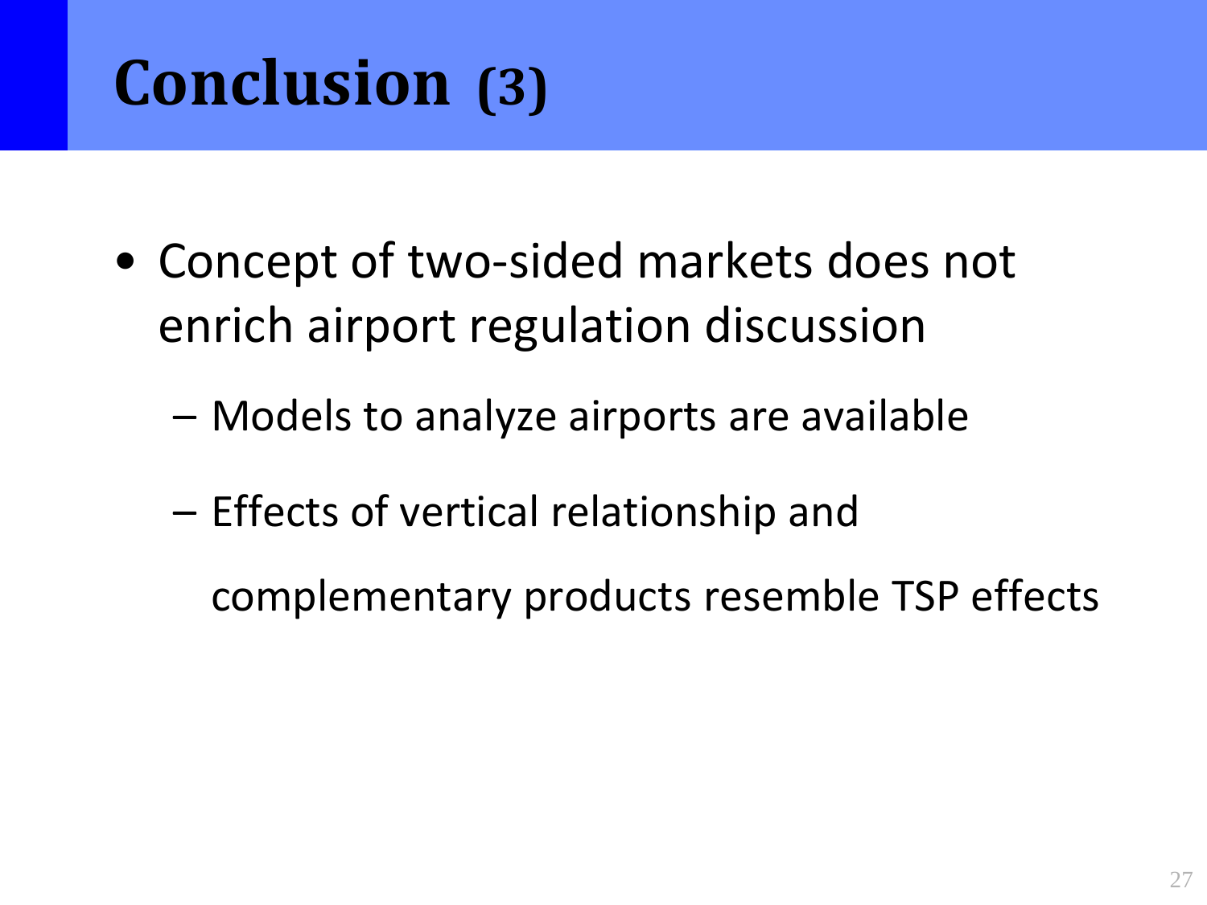# Conclusion (3)

- Concept of two-sided markets does not enrich airport regulation discussion
  - Models to analyze airports are available
  - Effects of vertical relationship and complementary products resemble TSP effects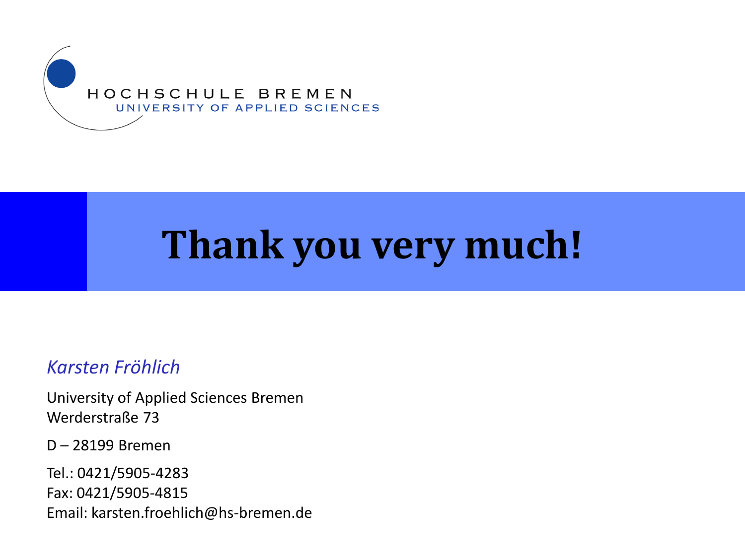HOCHSCHULE BREMEN
UNIVERSITY OF APPLIED SCIENCES

# Thank you very much!

*Karsten Fröhlich*

University of Applied Sciences Bremen
Werderstraße 73

D – 28199 Bremen

Tel.: 0421/5905-4283
Fax: 0421/5905-4815
Email: karsten.froehlich@hs-bremen.de